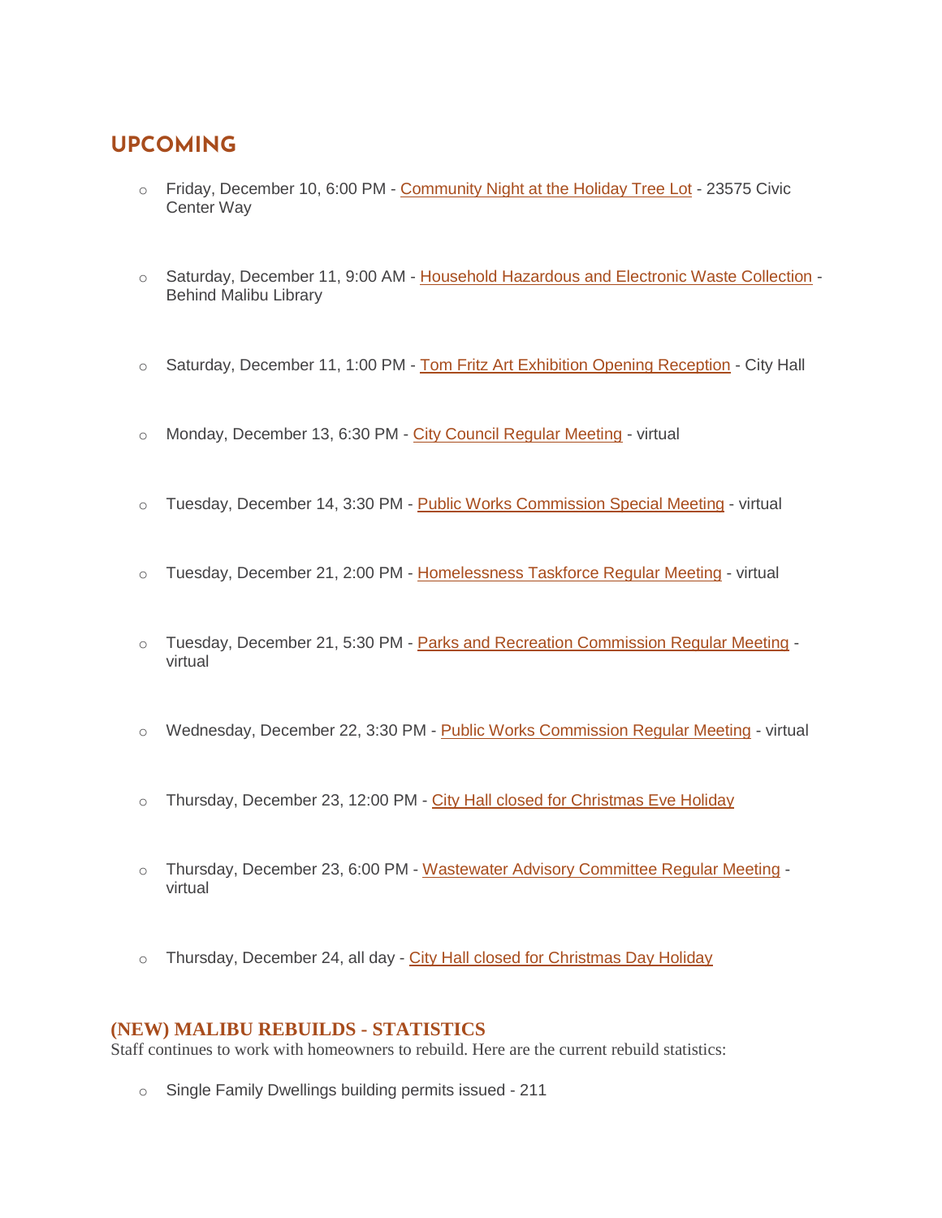## UPCOMING

- Friday, December 10, 6:00 PM - Community Night at the Holiday Tree Lot - 23575 Civic Center Way
- Saturday, December 11, 9:00 AM - Household Hazardous and Electronic Waste Collection - Behind Malibu Library
- Saturday, December 11, 1:00 PM - Tom Fritz Art Exhibition Opening Reception - City Hall
- Monday, December 13, 6:30 PM - City Council Regular Meeting - virtual
- Tuesday, December 14, 3:30 PM - Public Works Commission Special Meeting - virtual
- Tuesday, December 21, 2:00 PM - Homelessness Taskforce Regular Meeting - virtual
- Tuesday, December 21, 5:30 PM - Parks and Recreation Commission Regular Meeting - virtual
- Wednesday, December 22, 3:30 PM - Public Works Commission Regular Meeting - virtual
- Thursday, December 23, 12:00 PM - City Hall closed for Christmas Eve Holiday
- Thursday, December 23, 6:00 PM - Wastewater Advisory Committee Regular Meeting - virtual
- Thursday, December 24, all day - City Hall closed for Christmas Day Holiday

### (NEW) MALIBU REBUILDS - STATISTICS

Staff continues to work with homeowners to rebuild. Here are the current rebuild statistics:

- Single Family Dwellings building permits issued - 211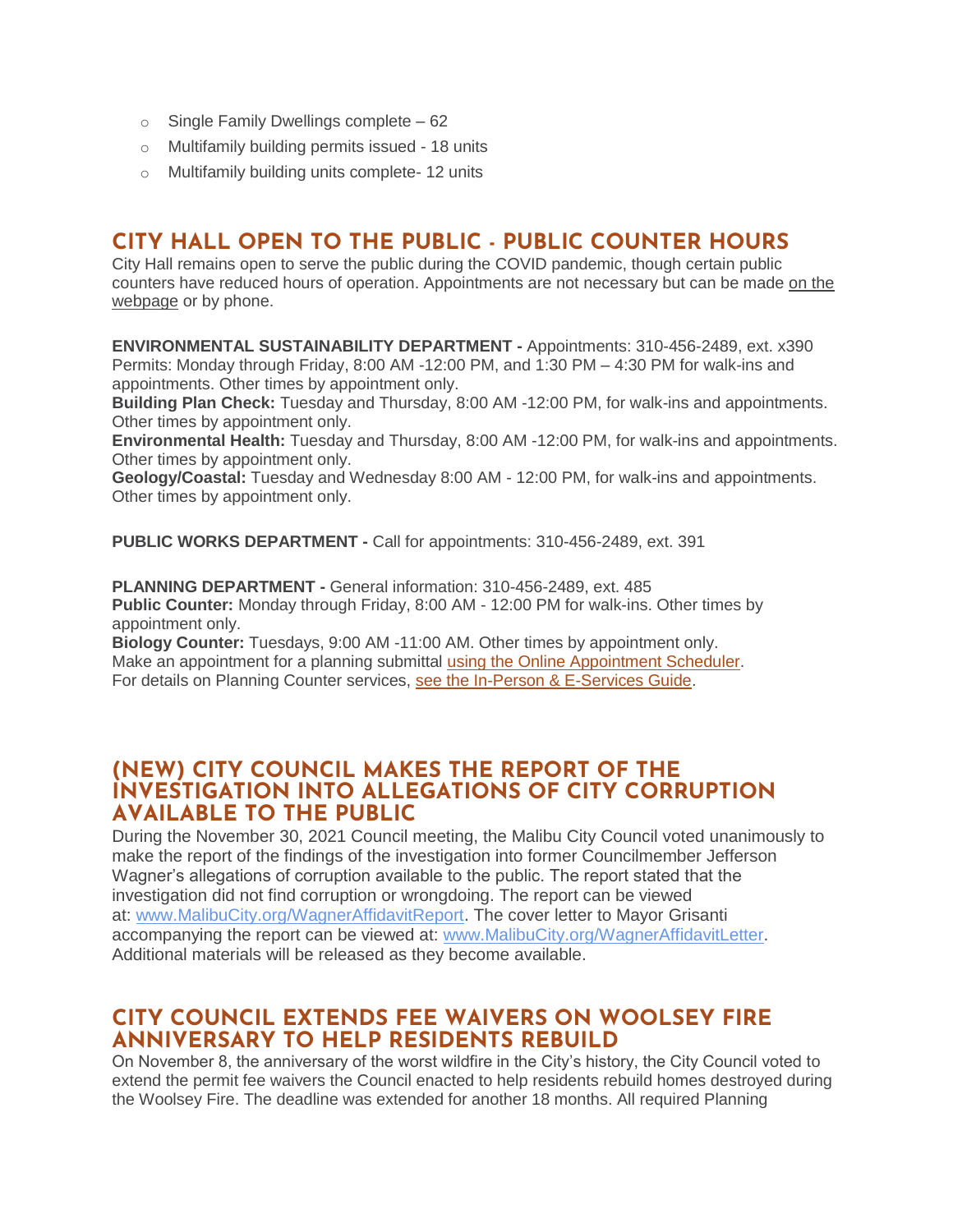- Single Family Dwellings complete – 62
- Multifamily building permits issued - 18 units
- Multifamily building units complete- 12 units

## CITY HALL OPEN TO THE PUBLIC - PUBLIC COUNTER HOURS

City Hall remains open to serve the public during the COVID pandemic, though certain public counters have reduced hours of operation. Appointments are not necessary but can be made on the webpage or by phone.

**ENVIRONMENTAL SUSTAINABILITY DEPARTMENT -** Appointments: 310-456-2489, ext. x390
Permits: Monday through Friday, 8:00 AM -12:00 PM, and 1:30 PM – 4:30 PM for walk-ins and appointments. Other times by appointment only.
**Building Plan Check:** Tuesday and Thursday, 8:00 AM -12:00 PM, for walk-ins and appointments. Other times by appointment only.
**Environmental Health:** Tuesday and Thursday, 8:00 AM -12:00 PM, for walk-ins and appointments. Other times by appointment only.
**Geology/Coastal:** Tuesday and Wednesday 8:00 AM - 12:00 PM, for walk-ins and appointments. Other times by appointment only.

**PUBLIC WORKS DEPARTMENT -** Call for appointments: 310-456-2489, ext. 391

**PLANNING DEPARTMENT -** General information: 310-456-2489, ext. 485
**Public Counter:** Monday through Friday, 8:00 AM - 12:00 PM for walk-ins. Other times by appointment only.
**Biology Counter:** Tuesdays, 9:00 AM -11:00 AM. Other times by appointment only.
Make an appointment for a planning submittal using the Online Appointment Scheduler.
For details on Planning Counter services, see the In-Person & E-Services Guide.

## (NEW) CITY COUNCIL MAKES THE REPORT OF THE INVESTIGATION INTO ALLEGATIONS OF CITY CORRUPTION AVAILABLE TO THE PUBLIC

During the November 30, 2021 Council meeting, the Malibu City Council voted unanimously to make the report of the findings of the investigation into former Councilmember Jefferson Wagner's allegations of corruption available to the public. The report stated that the investigation did not find corruption or wrongdoing. The report can be viewed at: www.MalibuCity.org/WagnerAffidavitReport. The cover letter to Mayor Grisanti accompanying the report can be viewed at: www.MalibuCity.org/WagnerAffidavitLetter. Additional materials will be released as they become available.

## CITY COUNCIL EXTENDS FEE WAIVERS ON WOOLSEY FIRE ANNIVERSARY TO HELP RESIDENTS REBUILD

On November 8, the anniversary of the worst wildfire in the City's history, the City Council voted to extend the permit fee waivers the Council enacted to help residents rebuild homes destroyed during the Woolsey Fire. The deadline was extended for another 18 months. All required Planning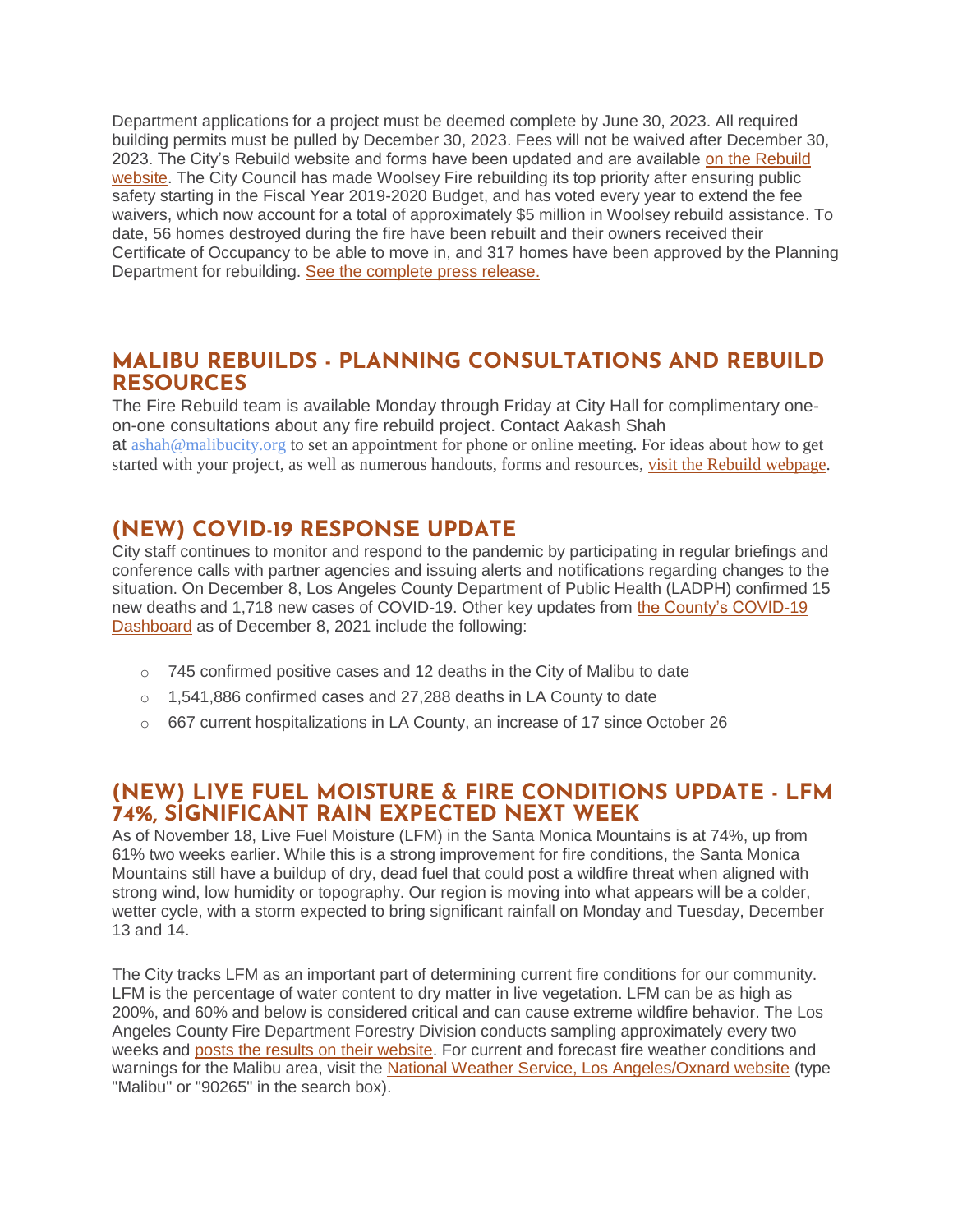Department applications for a project must be deemed complete by June 30, 2023. All required building permits must be pulled by December 30, 2023. Fees will not be waived after December 30, 2023. The City's Rebuild website and forms have been updated and are available on the Rebuild website. The City Council has made Woolsey Fire rebuilding its top priority after ensuring public safety starting in the Fiscal Year 2019-2020 Budget, and has voted every year to extend the fee waivers, which now account for a total of approximately $5 million in Woolsey rebuild assistance. To date, 56 homes destroyed during the fire have been rebuilt and their owners received their Certificate of Occupancy to be able to move in, and 317 homes have been approved by the Planning Department for rebuilding. See the complete press release.

## MALIBU REBUILDS - PLANNING CONSULTATIONS AND REBUILD RESOURCES

The Fire Rebuild team is available Monday through Friday at City Hall for complimentary one-on-one consultations about any fire rebuild project. Contact Aakash Shah at ashah@malibucity.org to set an appointment for phone or online meeting. For ideas about how to get started with your project, as well as numerous handouts, forms and resources, visit the Rebuild webpage.

## (NEW) COVID-19 RESPONSE UPDATE

City staff continues to monitor and respond to the pandemic by participating in regular briefings and conference calls with partner agencies and issuing alerts and notifications regarding changes to the situation. On December 8, Los Angeles County Department of Public Health (LADPH) confirmed 15 new deaths and 1,718 new cases of COVID-19. Other key updates from the County's COVID-19 Dashboard as of December 8, 2021 include the following:

- 745 confirmed positive cases and 12 deaths in the City of Malibu to date
- 1,541,886 confirmed cases and 27,288 deaths in LA County to date
- 667 current hospitalizations in LA County, an increase of 17 since October 26

## (NEW) LIVE FUEL MOISTURE & FIRE CONDITIONS UPDATE - LFM 74%, SIGNIFICANT RAIN EXPECTED NEXT WEEK

As of November 18, Live Fuel Moisture (LFM) in the Santa Monica Mountains is at 74%, up from 61% two weeks earlier. While this is a strong improvement for fire conditions, the Santa Monica Mountains still have a buildup of dry, dead fuel that could post a wildfire threat when aligned with strong wind, low humidity or topography. Our region is moving into what appears will be a colder, wetter cycle, with a storm expected to bring significant rainfall on Monday and Tuesday, December 13 and 14.

The City tracks LFM as an important part of determining current fire conditions for our community. LFM is the percentage of water content to dry matter in live vegetation. LFM can be as high as 200%, and 60% and below is considered critical and can cause extreme wildfire behavior. The Los Angeles County Fire Department Forestry Division conducts sampling approximately every two weeks and posts the results on their website. For current and forecast fire weather conditions and warnings for the Malibu area, visit the National Weather Service, Los Angeles/Oxnard website (type "Malibu" or "90265" in the search box).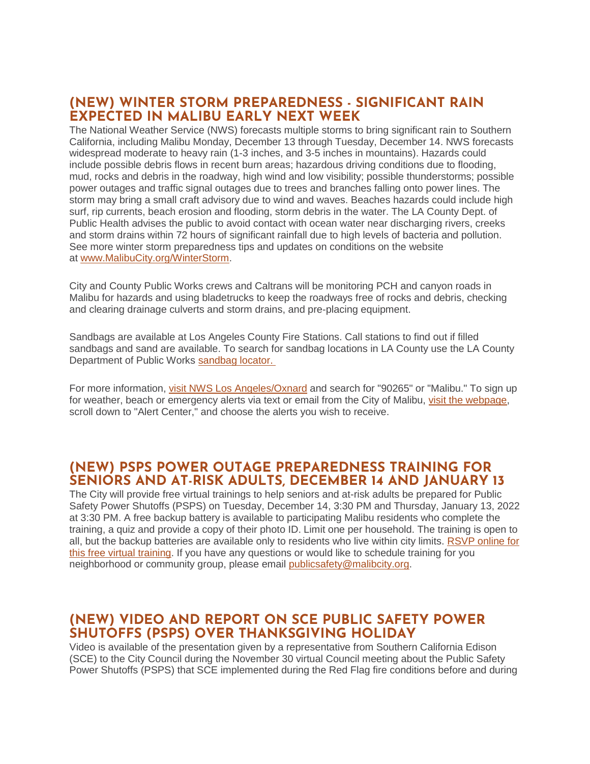## (NEW) WINTER STORM PREPAREDNESS - SIGNIFICANT RAIN EXPECTED IN MALIBU EARLY NEXT WEEK

The National Weather Service (NWS) forecasts multiple storms to bring significant rain to Southern California, including Malibu Monday, December 13 through Tuesday, December 14. NWS forecasts widespread moderate to heavy rain (1-3 inches, and 3-5 inches in mountains). Hazards could include possible debris flows in recent burn areas; hazardous driving conditions due to flooding, mud, rocks and debris in the roadway, high wind and low visibility; possible thunderstorms; possible power outages and traffic signal outages due to trees and branches falling onto power lines. The storm may bring a small craft advisory due to wind and waves. Beaches hazards could include high surf, rip currents, beach erosion and flooding, storm debris in the water. The LA County Dept. of Public Health advises the public to avoid contact with ocean water near discharging rivers, creeks and storm drains within 72 hours of significant rainfall due to high levels of bacteria and pollution. See more winter storm preparedness tips and updates on conditions on the website at [www.MalibuCity.org/WinterStorm](www.MalibuCity.org/WinterStorm).

City and County Public Works crews and Caltrans will be monitoring PCH and canyon roads in Malibu for hazards and using bladetrucks to keep the roadways free of rocks and debris, checking and clearing drainage culverts and storm drains, and pre-placing equipment.

Sandbags are available at Los Angeles County Fire Stations. Call stations to find out if filled sandbags and sand are available. To search for sandbag locations in LA County use the LA County Department of Public Works sandbag locator.

For more information, visit NWS Los Angeles/Oxnard and search for "90265" or "Malibu." To sign up for weather, beach or emergency alerts via text or email from the City of Malibu, visit the webpage, scroll down to "Alert Center," and choose the alerts you wish to receive.

## (NEW) PSPS POWER OUTAGE PREPAREDNESS TRAINING FOR SENIORS AND AT-RISK ADULTS, DECEMBER 14 AND JANUARY 13

The City will provide free virtual trainings to help seniors and at-risk adults be prepared for Public Safety Power Shutoffs (PSPS) on Tuesday, December 14, 3:30 PM and Thursday, January 13, 2022 at 3:30 PM. A free backup battery is available to participating Malibu residents who complete the training, a quiz and provide a copy of their photo ID. Limit one per household. The training is open to all, but the backup batteries are available only to residents who live within city limits. RSVP online for this free virtual training. If you have any questions or would like to schedule training for you neighborhood or community group, please email publicsafety@malibcity.org.

## (NEW) VIDEO AND REPORT ON SCE PUBLIC SAFETY POWER SHUTOFFS (PSPS) OVER THANKSGIVING HOLIDAY

Video is available of the presentation given by a representative from Southern California Edison (SCE) to the City Council during the November 30 virtual Council meeting about the Public Safety Power Shutoffs (PSPS) that SCE implemented during the Red Flag fire conditions before and during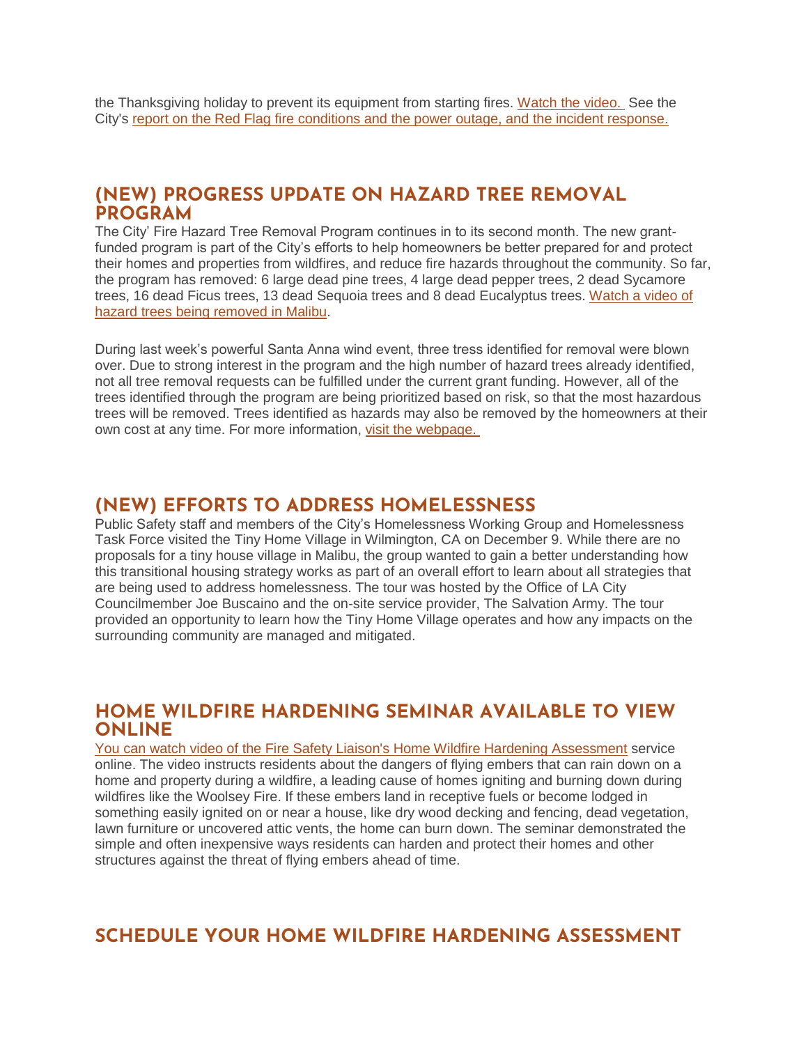the Thanksgiving holiday to prevent its equipment from starting fires. [Watch the video.](#) See the City's [report on the Red Flag fire conditions and the power outage, and the incident response.](#)

## (NEW) PROGRESS UPDATE ON HAZARD TREE REMOVAL PROGRAM

The City' Fire Hazard Tree Removal Program continues in to its second month. The new grant-funded program is part of the City's efforts to help homeowners be better prepared for and protect their homes and properties from wildfires, and reduce fire hazards throughout the community. So far, the program has removed: 6 large dead pine trees, 4 large dead pepper trees, 2 dead Sycamore trees, 16 dead Ficus trees, 13 dead Sequoia trees and 8 dead Eucalyptus trees. [Watch a video of hazard trees being removed in Malibu](#).

During last week's powerful Santa Anna wind event, three tress identified for removal were blown over. Due to strong interest in the program and the high number of hazard trees already identified, not all tree removal requests can be fulfilled under the current grant funding. However, all of the trees identified through the program are being prioritized based on risk, so that the most hazardous trees will be removed. Trees identified as hazards may also be removed by the homeowners at their own cost at any time. For more information, [visit the webpage.](#)

## (NEW) EFFORTS TO ADDRESS HOMELESSNESS

Public Safety staff and members of the City's Homelessness Working Group and Homelessness Task Force visited the Tiny Home Village in Wilmington, CA on December 9. While there are no proposals for a tiny house village in Malibu, the group wanted to gain a better understanding how this transitional housing strategy works as part of an overall effort to learn about all strategies that are being used to address homelessness. The tour was hosted by the Office of LA City Councilmember Joe Buscaino and the on-site service provider, The Salvation Army. The tour provided an opportunity to learn how the Tiny Home Village operates and how any impacts on the surrounding community are managed and mitigated.

## HOME WILDFIRE HARDENING SEMINAR AVAILABLE TO VIEW ONLINE

[You can watch video of the Fire Safety Liaison's Home Wildfire Hardening Assessment](#) service online. The video instructs residents about the dangers of flying embers that can rain down on a home and property during a wildfire, a leading cause of homes igniting and burning down during wildfires like the Woolsey Fire. If these embers land in receptive fuels or become lodged in something easily ignited on or near a house, like dry wood decking and fencing, dead vegetation, lawn furniture or uncovered attic vents, the home can burn down. The seminar demonstrated the simple and often inexpensive ways residents can harden and protect their homes and other structures against the threat of flying embers ahead of time.

## SCHEDULE YOUR HOME WILDFIRE HARDENING ASSESSMENT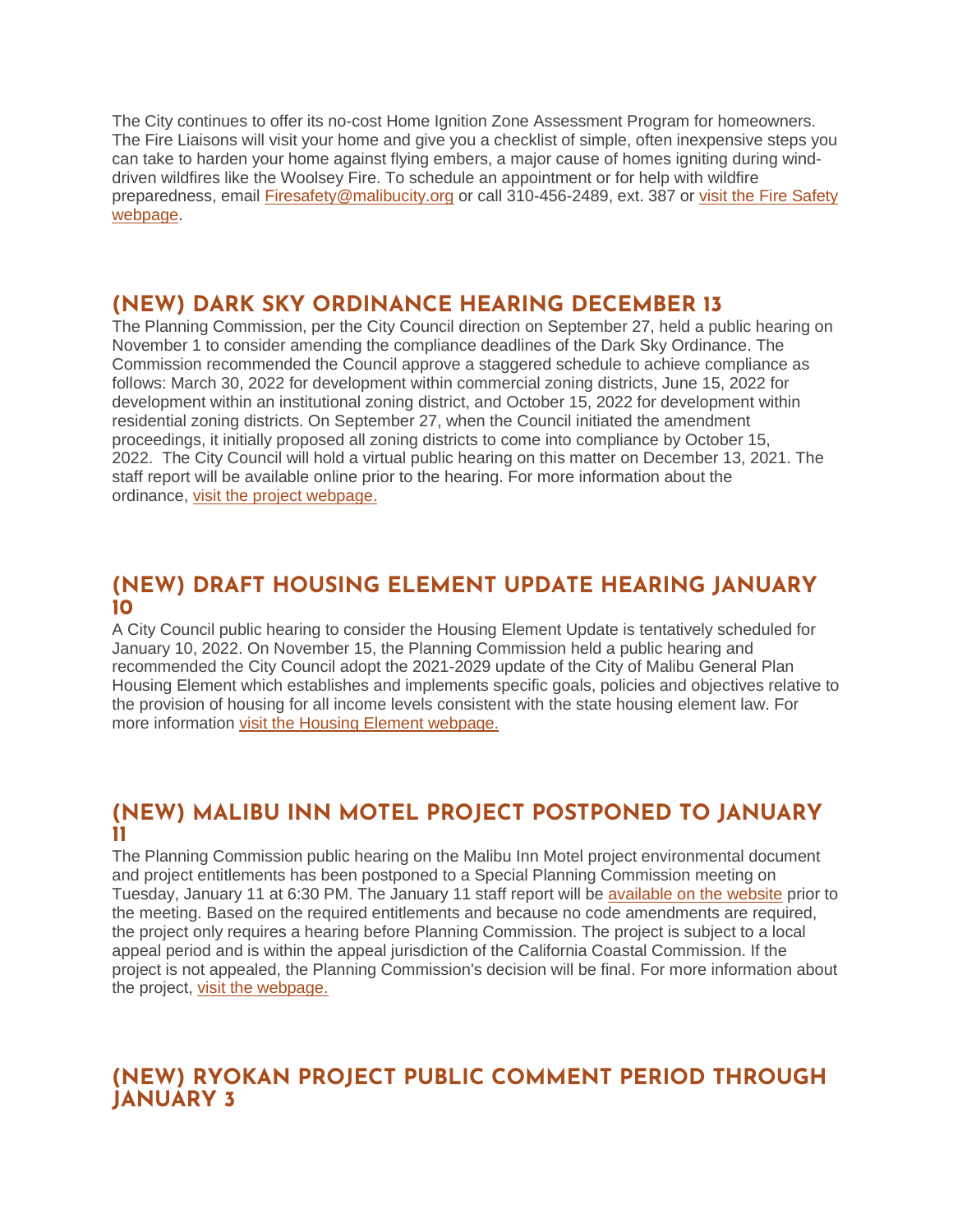The City continues to offer its no-cost Home Ignition Zone Assessment Program for homeowners. The Fire Liaisons will visit your home and give you a checklist of simple, often inexpensive steps you can take to harden your home against flying embers, a major cause of homes igniting during wind-driven wildfires like the Woolsey Fire. To schedule an appointment or for help with wildfire preparedness, email Firesafety@malibucity.org or call 310-456-2489, ext. 387 or visit the Fire Safety webpage.

## (NEW) DARK SKY ORDINANCE HEARING DECEMBER 13

The Planning Commission, per the City Council direction on September 27, held a public hearing on November 1 to consider amending the compliance deadlines of the Dark Sky Ordinance. The Commission recommended the Council approve a staggered schedule to achieve compliance as follows: March 30, 2022 for development within commercial zoning districts, June 15, 2022 for development within an institutional zoning district, and October 15, 2022 for development within residential zoning districts. On September 27, when the Council initiated the amendment proceedings, it initially proposed all zoning districts to come into compliance by October 15, 2022. The City Council will hold a virtual public hearing on this matter on December 13, 2021. The staff report will be available online prior to the hearing. For more information about the ordinance, visit the project webpage.

## (NEW) DRAFT HOUSING ELEMENT UPDATE HEARING JANUARY 10

A City Council public hearing to consider the Housing Element Update is tentatively scheduled for January 10, 2022. On November 15, the Planning Commission held a public hearing and recommended the City Council adopt the 2021-2029 update of the City of Malibu General Plan Housing Element which establishes and implements specific goals, policies and objectives relative to the provision of housing for all income levels consistent with the state housing element law. For more information visit the Housing Element webpage.

## (NEW) MALIBU INN MOTEL PROJECT POSTPONED TO JANUARY 11

The Planning Commission public hearing on the Malibu Inn Motel project environmental document and project entitlements has been postponed to a Special Planning Commission meeting on Tuesday, January 11 at 6:30 PM. The January 11 staff report will be available on the website prior to the meeting. Based on the required entitlements and because no code amendments are required, the project only requires a hearing before Planning Commission. The project is subject to a local appeal period and is within the appeal jurisdiction of the California Coastal Commission. If the project is not appealed, the Planning Commission's decision will be final. For more information about the project, visit the webpage.

## (NEW) RYOKAN PROJECT PUBLIC COMMENT PERIOD THROUGH JANUARY 3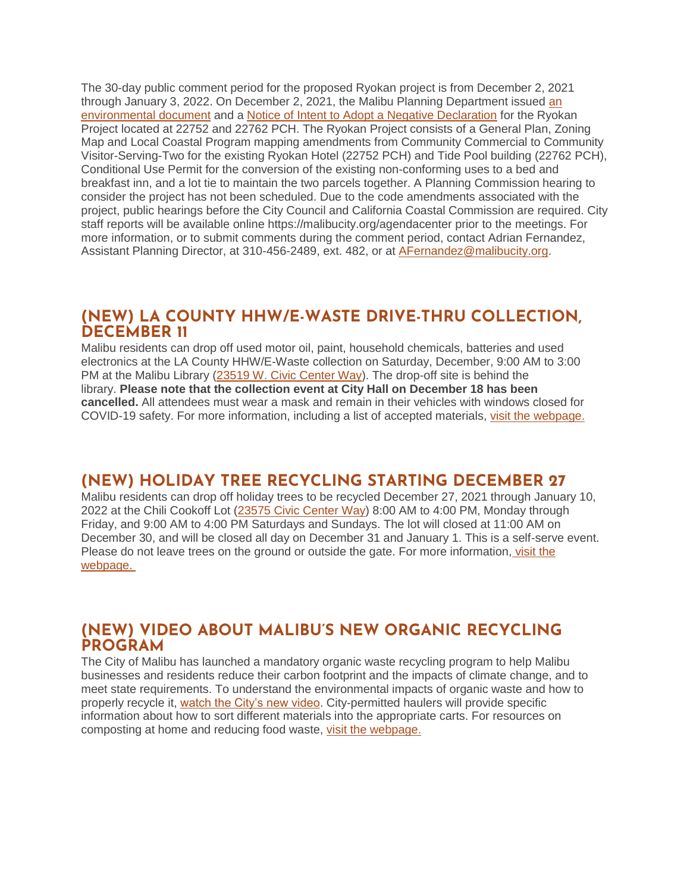The 30-day public comment period for the proposed Ryokan project is from December 2, 2021 through January 3, 2022. On December 2, 2021, the Malibu Planning Department issued an environmental document and a Notice of Intent to Adopt a Negative Declaration for the Ryokan Project located at 22752 and 22762 PCH. The Ryokan Project consists of a General Plan, Zoning Map and Local Coastal Program mapping amendments from Community Commercial to Community Visitor-Serving-Two for the existing Ryokan Hotel (22752 PCH) and Tide Pool building (22762 PCH), Conditional Use Permit for the conversion of the existing non-conforming uses to a bed and breakfast inn, and a lot tie to maintain the two parcels together. A Planning Commission hearing to consider the project has not been scheduled. Due to the code amendments associated with the project, public hearings before the City Council and California Coastal Commission are required. City staff reports will be available online https://malibucity.org/agendacenter prior to the meetings. For more information, or to submit comments during the comment period, contact Adrian Fernandez, Assistant Planning Director, at 310-456-2489, ext. 482, or at AFernandez@malibucity.org.

## (NEW) LA COUNTY HHW/E-WASTE DRIVE-THRU COLLECTION, DECEMBER 11

Malibu residents can drop off used motor oil, paint, household chemicals, batteries and used electronics at the LA County HHW/E-Waste collection on Saturday, December, 9:00 AM to 3:00 PM at the Malibu Library (23519 W. Civic Center Way). The drop-off site is behind the library. **Please note that the collection event at City Hall on December 18 has been cancelled.** All attendees must wear a mask and remain in their vehicles with windows closed for COVID-19 safety. For more information, including a list of accepted materials, visit the webpage.

## (NEW) HOLIDAY TREE RECYCLING STARTING DECEMBER 27

Malibu residents can drop off holiday trees to be recycled December 27, 2021 through January 10, 2022 at the Chili Cookoff Lot (23575 Civic Center Way) 8:00 AM to 4:00 PM, Monday through Friday, and 9:00 AM to 4:00 PM Saturdays and Sundays. The lot will closed at 11:00 AM on December 30, and will be closed all day on December 31 and January 1. This is a self-serve event. Please do not leave trees on the ground or outside the gate. For more information, visit the webpage.

## (NEW) VIDEO ABOUT MALIBU'S NEW ORGANIC RECYCLING PROGRAM

The City of Malibu has launched a mandatory organic waste recycling program to help Malibu businesses and residents reduce their carbon footprint and the impacts of climate change, and to meet state requirements. To understand the environmental impacts of organic waste and how to properly recycle it, watch the City's new video. City-permitted haulers will provide specific information about how to sort different materials into the appropriate carts. For resources on composting at home and reducing food waste, visit the webpage.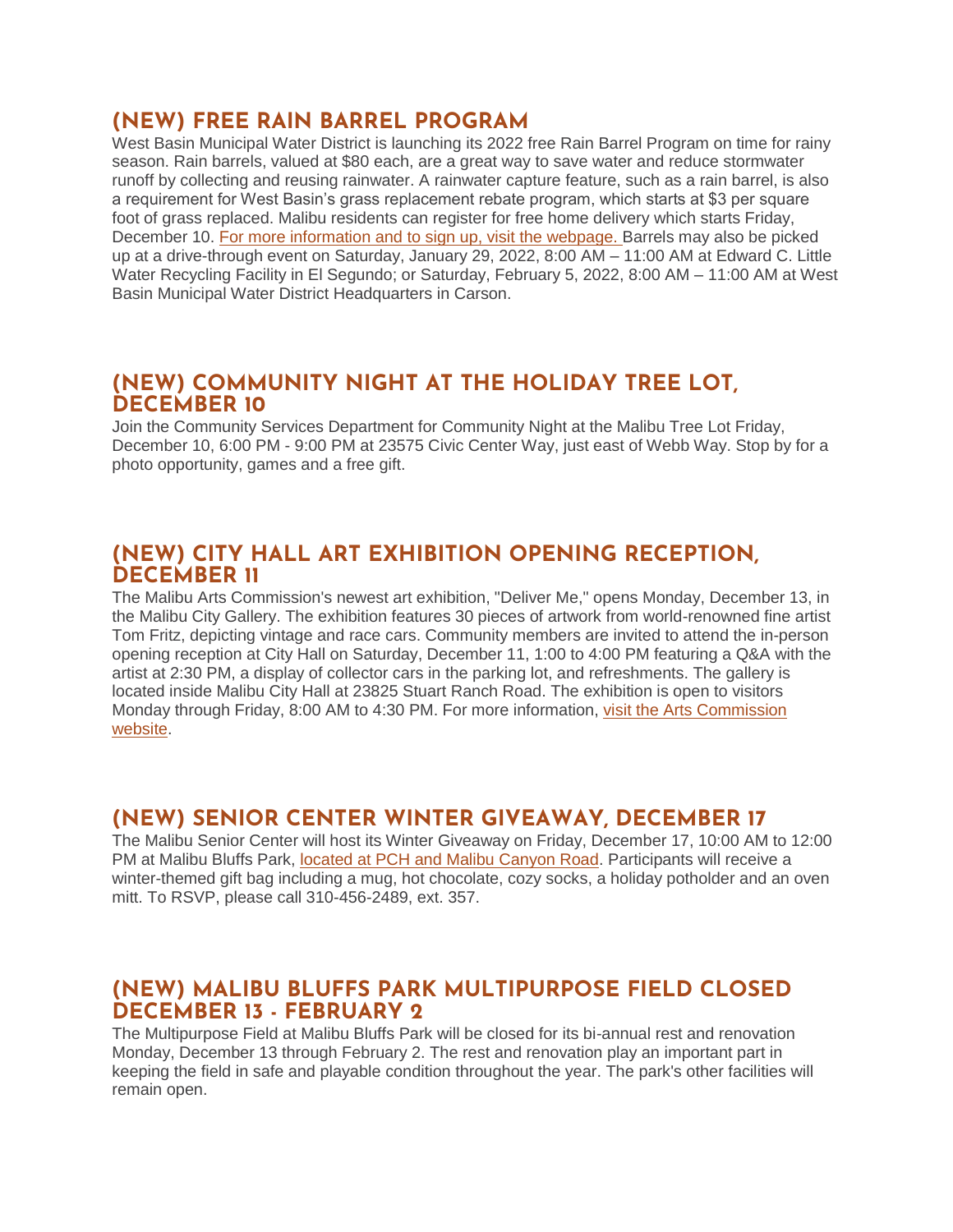## (NEW) FREE RAIN BARREL PROGRAM

West Basin Municipal Water District is launching its 2022 free Rain Barrel Program on time for rainy season. Rain barrels, valued at $80 each, are a great way to save water and reduce stormwater runoff by collecting and reusing rainwater. A rainwater capture feature, such as a rain barrel, is also a requirement for West Basin's grass replacement rebate program, which starts at $3 per square foot of grass replaced. Malibu residents can register for free home delivery which starts Friday, December 10. For more information and to sign up, visit the webpage. Barrels may also be picked up at a drive-through event on Saturday, January 29, 2022, 8:00 AM – 11:00 AM at Edward C. Little Water Recycling Facility in El Segundo; or Saturday, February 5, 2022, 8:00 AM – 11:00 AM at West Basin Municipal Water District Headquarters in Carson.

## (NEW) COMMUNITY NIGHT AT THE HOLIDAY TREE LOT, DECEMBER 10

Join the Community Services Department for Community Night at the Malibu Tree Lot Friday, December 10, 6:00 PM - 9:00 PM at 23575 Civic Center Way, just east of Webb Way. Stop by for a photo opportunity, games and a free gift.

## (NEW) CITY HALL ART EXHIBITION OPENING RECEPTION, DECEMBER 11

The Malibu Arts Commission's newest art exhibition, "Deliver Me," opens Monday, December 13, in the Malibu City Gallery. The exhibition features 30 pieces of artwork from world-renowned fine artist Tom Fritz, depicting vintage and race cars. Community members are invited to attend the in-person opening reception at City Hall on Saturday, December 11, 1:00 to 4:00 PM featuring a Q&A with the artist at 2:30 PM, a display of collector cars in the parking lot, and refreshments. The gallery is located inside Malibu City Hall at 23825 Stuart Ranch Road. The exhibition is open to visitors Monday through Friday, 8:00 AM to 4:30 PM. For more information, visit the Arts Commission website.

## (NEW) SENIOR CENTER WINTER GIVEAWAY, DECEMBER 17

The Malibu Senior Center will host its Winter Giveaway on Friday, December 17, 10:00 AM to 12:00 PM at Malibu Bluffs Park, located at PCH and Malibu Canyon Road. Participants will receive a winter-themed gift bag including a mug, hot chocolate, cozy socks, a holiday potholder and an oven mitt. To RSVP, please call 310-456-2489, ext. 357.

## (NEW) MALIBU BLUFFS PARK MULTIPURPOSE FIELD CLOSED DECEMBER 13 - FEBRUARY 2

The Multipurpose Field at Malibu Bluffs Park will be closed for its bi-annual rest and renovation Monday, December 13 through February 2. The rest and renovation play an important part in keeping the field in safe and playable condition throughout the year. The park's other facilities will remain open.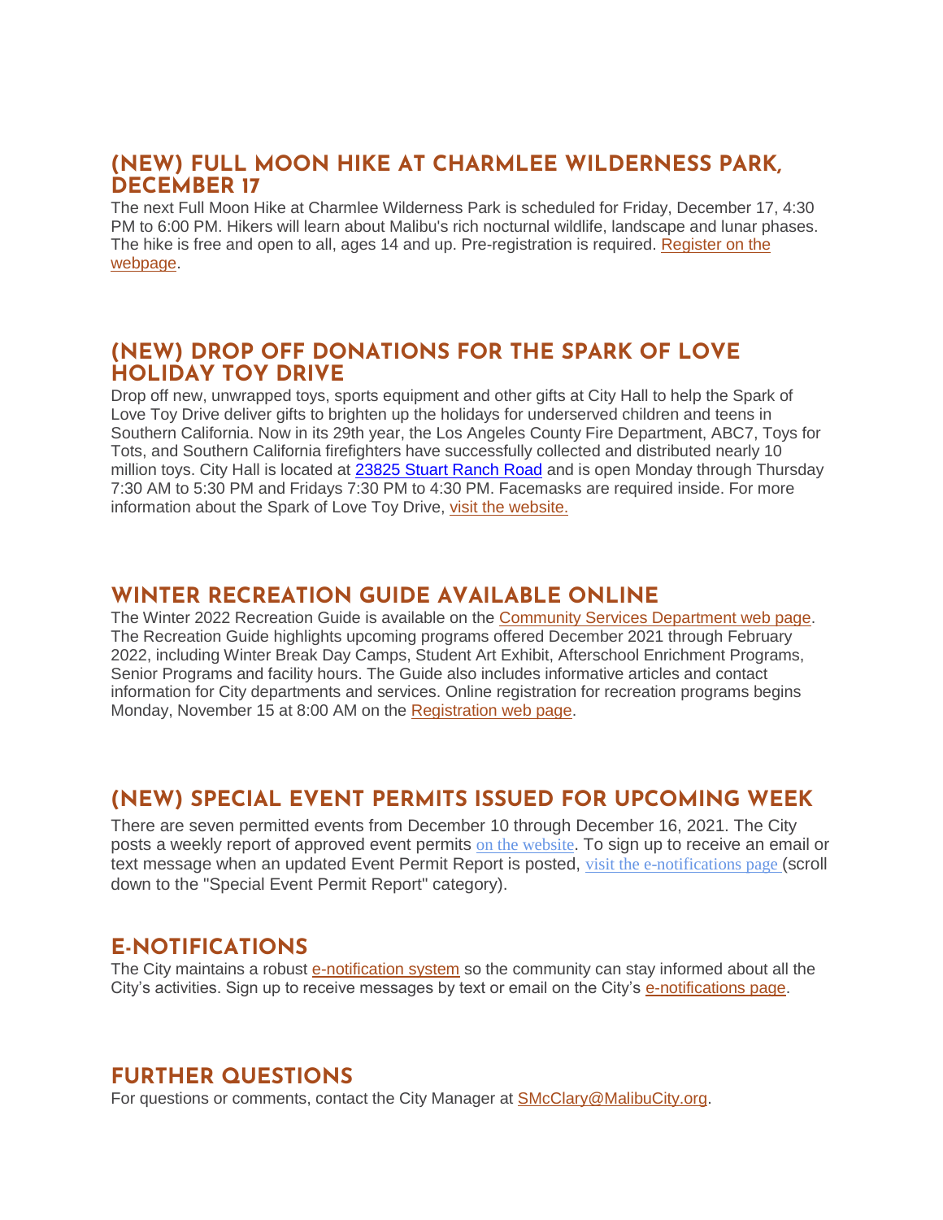## (NEW) FULL MOON HIKE AT CHARMLEE WILDERNESS PARK, DECEMBER 17

The next Full Moon Hike at Charmlee Wilderness Park is scheduled for Friday, December 17, 4:30 PM to 6:00 PM. Hikers will learn about Malibu's rich nocturnal wildlife, landscape and lunar phases. The hike is free and open to all, ages 14 and up. Pre-registration is required. Register on the webpage.

## (NEW) DROP OFF DONATIONS FOR THE SPARK OF LOVE HOLIDAY TOY DRIVE

Drop off new, unwrapped toys, sports equipment and other gifts at City Hall to help the Spark of Love Toy Drive deliver gifts to brighten up the holidays for underserved children and teens in Southern California. Now in its 29th year, the Los Angeles County Fire Department, ABC7, Toys for Tots, and Southern California firefighters have successfully collected and distributed nearly 10 million toys. City Hall is located at 23825 Stuart Ranch Road and is open Monday through Thursday 7:30 AM to 5:30 PM and Fridays 7:30 PM to 4:30 PM. Facemasks are required inside. For more information about the Spark of Love Toy Drive, visit the website.

## WINTER RECREATION GUIDE AVAILABLE ONLINE

The Winter 2022 Recreation Guide is available on the Community Services Department web page. The Recreation Guide highlights upcoming programs offered December 2021 through February 2022, including Winter Break Day Camps, Student Art Exhibit, Afterschool Enrichment Programs, Senior Programs and facility hours. The Guide also includes informative articles and contact information for City departments and services. Online registration for recreation programs begins Monday, November 15 at 8:00 AM on the Registration web page.

## (NEW) SPECIAL EVENT PERMITS ISSUED FOR UPCOMING WEEK

There are seven permitted events from December 10 through December 16, 2021. The City posts a weekly report of approved event permits on the website. To sign up to receive an email or text message when an updated Event Permit Report is posted, visit the e-notifications page (scroll down to the "Special Event Permit Report" category).

## E-NOTIFICATIONS

The City maintains a robust e-notification system so the community can stay informed about all the City's activities. Sign up to receive messages by text or email on the City's e-notifications page.

## FURTHER QUESTIONS

For questions or comments, contact the City Manager at SMcClary@MalibuCity.org.